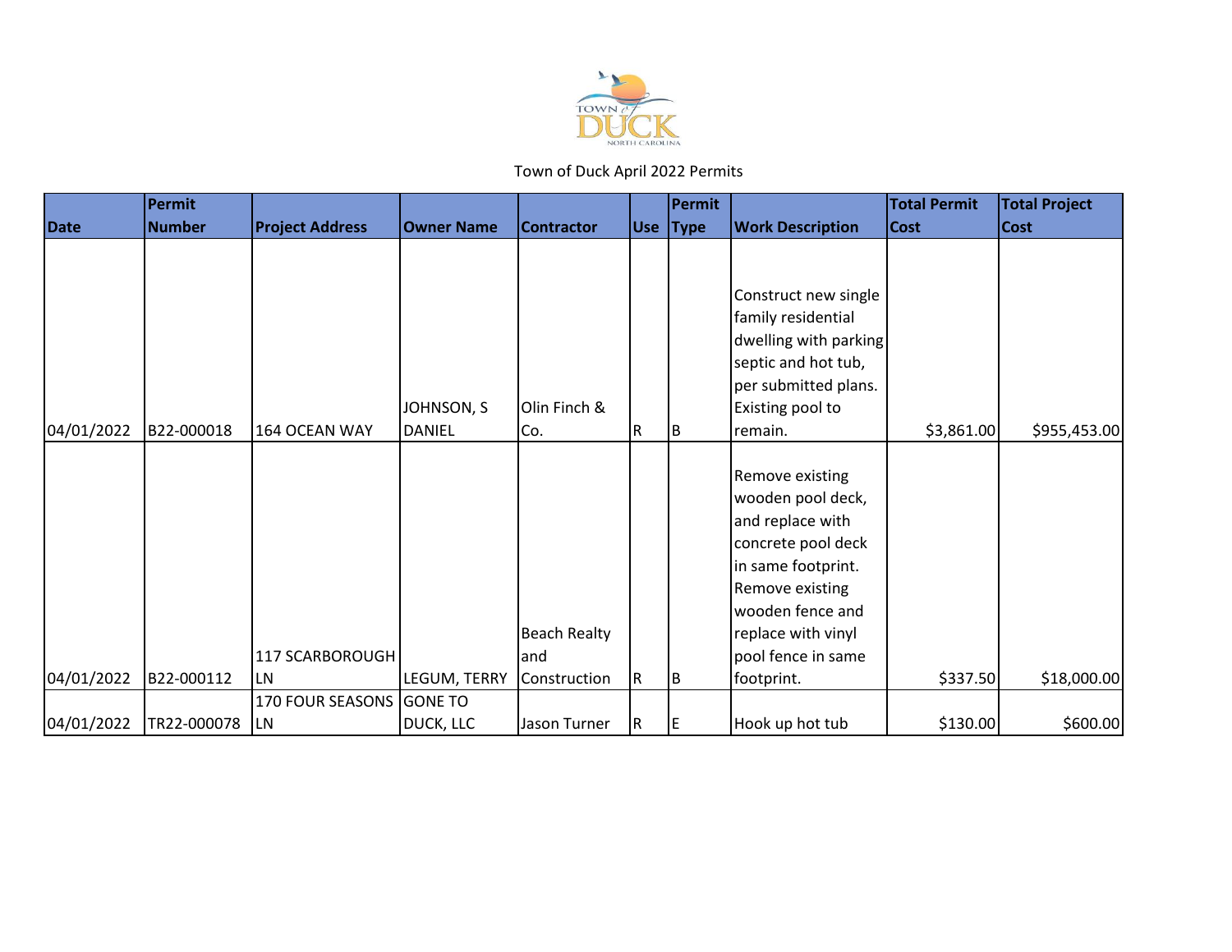Town of Duck April 2022 Permits

| Date | Permit Number | Project Address | Owner Name | Contractor | Use | Permit Type | Work Description | Total Permit Cost | Total Project Cost |
|---|---|---|---|---|---|---|---|---|---|
| 04/01/2022 | B22-000018 | 164 OCEAN WAY | JOHNSON, S DANIEL | Olin Finch & Co. | R | B | Construct new single family residential dwelling with parking septic and hot tub, per submitted plans. Existing pool to remain. | $3,861.00 | $955,453.00 |
| 04/01/2022 | B22-000112 | 117 SCARBOROUGH LN | LEGUM, TERRY | Beach Realty and Construction | R | B | Remove existing wooden pool deck, and replace with concrete pool deck in same footprint. Remove existing wooden fence and replace with vinyl pool fence in same footprint. | $337.50 | $18,000.00 |
| 04/01/2022 | TR22-000078 | 170 FOUR SEASONS LN | GONE TO DUCK, LLC | Jason Turner | R | E | Hook up hot tub | $130.00 | $600.00 |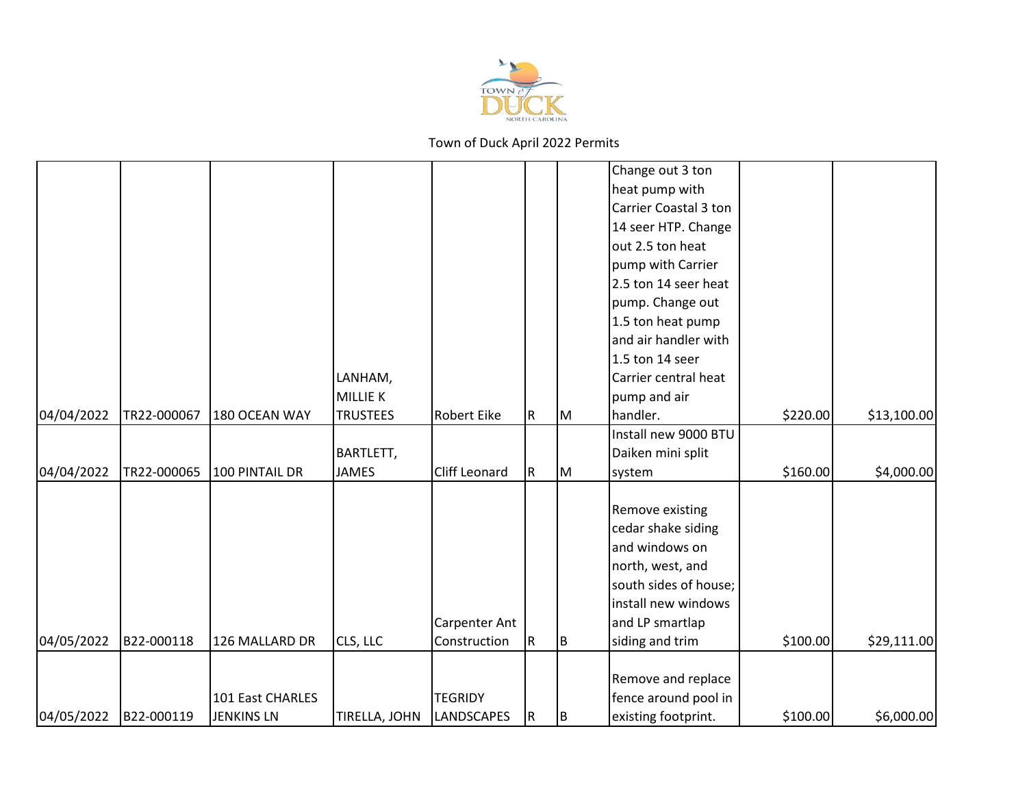Town of Duck April 2022 Permits

| | | | | | | | | | |
|---|---|---|---|---|---|---|---|---|---|
| 04/04/2022 | TR22-000067 | 180 OCEAN WAY | LANHAM, MILLIE K TRUSTEES | Robert Eike | R | M | Change out 3 ton heat pump with Carrier Coastal 3 ton 14 seer HTP. Change out 2.5 ton heat pump with Carrier 2.5 ton 14 seer heat pump. Change out 1.5 ton heat pump and air handler with 1.5 ton 14 seer Carrier central heat pump and air handler. | $220.00 | $13,100.00 |
| 04/04/2022 | TR22-000065 | 100 PINTAIL DR | BARTLETT, JAMES | Cliff Leonard | R | M | Install new 9000 BTU Daiken mini split system | $160.00 | $4,000.00 |
| 04/05/2022 | B22-000118 | 126 MALLARD DR | CLS, LLC | Carpenter Ant Construction | R | B | Remove existing cedar shake siding and windows on north, west, and south sides of house; install new windows and LP smartlap siding and trim | $100.00 | $29,111.00 |
| 04/05/2022 | B22-000119 | 101 East CHARLES JENKINS LN | TIRELLA, JOHN | TEGRIDY LANDSCAPES | R | B | Remove and replace fence around pool in existing footprint. | $100.00 | $6,000.00 |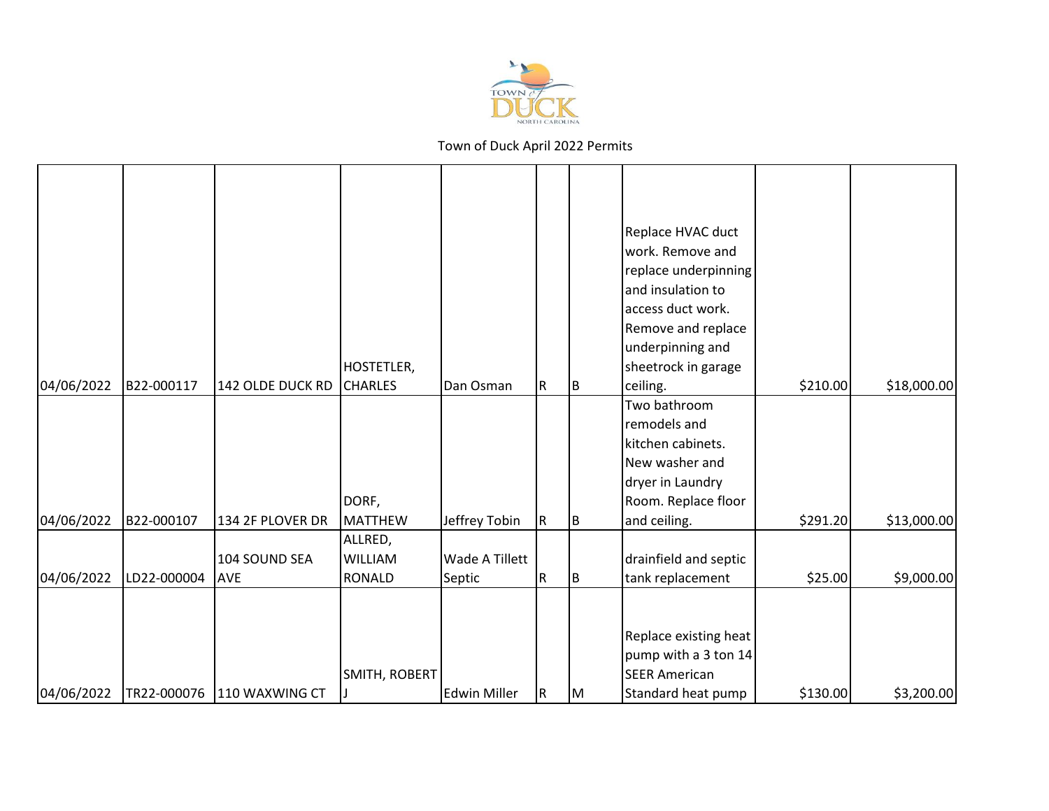Town of Duck April 2022 Permits

| | | | | | | | | | |
|---|---|---|---|---|---|---|---|---|---|
| 04/06/2022 | B22-000117 | 142 OLDE DUCK RD | HOSTETLER, CHARLES | Dan Osman | R | B | Replace HVAC duct work. Remove and replace underpinning and insulation to access duct work. Remove and replace underpinning and sheetrock in garage ceiling. | $210.00 | $18,000.00 |
| 04/06/2022 | B22-000107 | 134 2F PLOVER DR | DORF, MATTHEW | Jeffrey Tobin | R | B | Two bathroom remodels and kitchen cabinets. New washer and dryer in Laundry Room. Replace floor and ceiling. | $291.20 | $13,000.00 |
| 04/06/2022 | LD22-000004 | 104 SOUND SEA AVE | ALLRED, WILLIAM RONALD | Wade A Tillett Septic | R | B | drainfield and septic tank replacement | $25.00 | $9,000.00 |
| 04/06/2022 | TR22-000076 | 110 WAXWING CT | SMITH, ROBERT J | Edwin Miller | R | M | Replace existing heat pump with a 3 ton 14 SEER American Standard heat pump | $130.00 | $3,200.00 |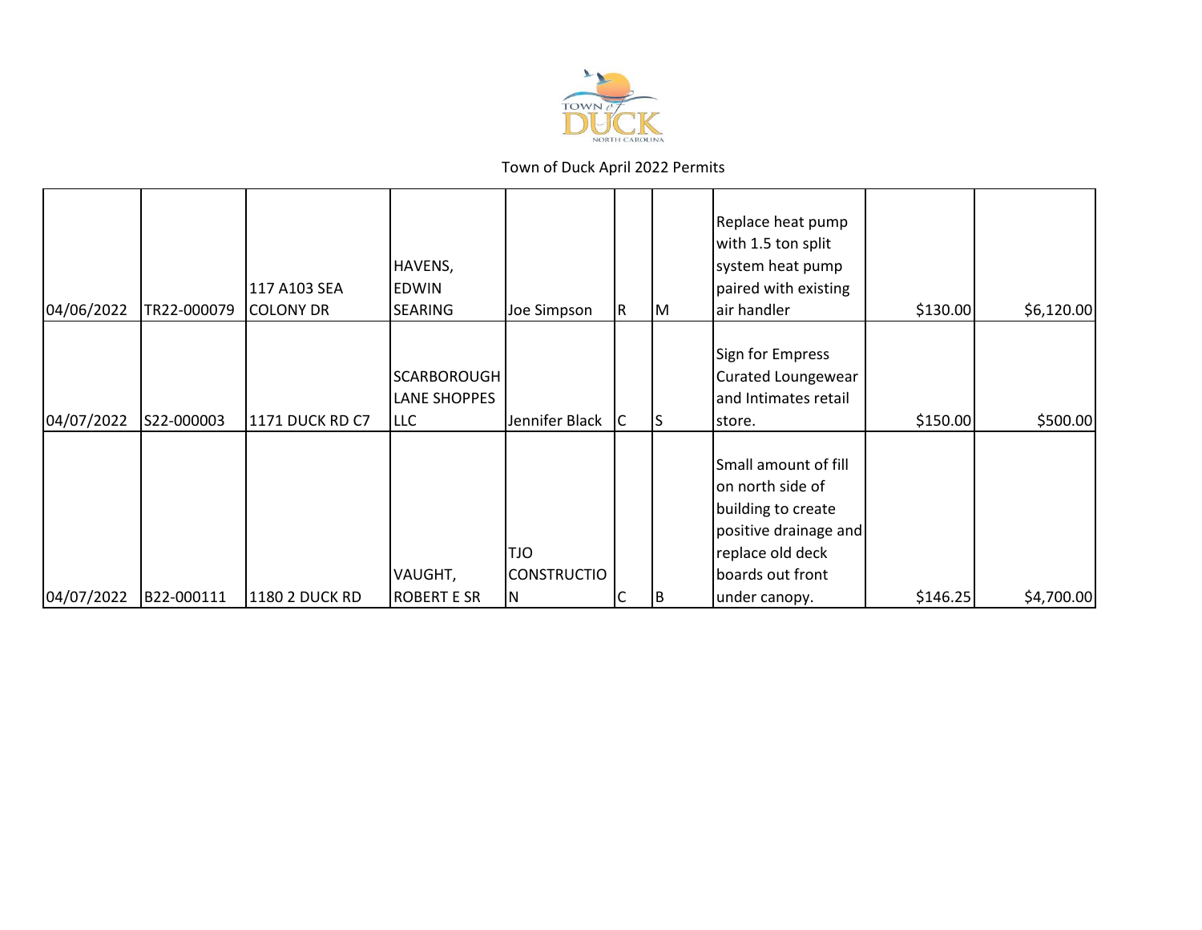Town of Duck April 2022 Permits

| | | | | | | | | | |
|---|---|---|---|---|---|---|---|---|---|
| 04/06/2022 | TR22-000079 | 117 A103 SEA COLONY DR | HAVENS, EDWIN SEARING | Joe Simpson | R | M | Replace heat pump with 1.5 ton split system heat pump paired with existing air handler | $130.00 | $6,120.00 |
| 04/07/2022 | S22-000003 | 1171 DUCK RD C7 | SCARBOROUGH LANE SHOPPES LLC | Jennifer Black | C | S | Sign for Empress Curated Loungewear and Intimates retail store. | $150.00 | $500.00 |
| 04/07/2022 | B22-000111 | 1180 2 DUCK RD | VAUGHT, ROBERT E SR | TJO CONSTRUCTION | C | B | Small amount of fill on north side of building to create positive drainage and replace old deck boards out front under canopy. | $146.25 | $4,700.00 |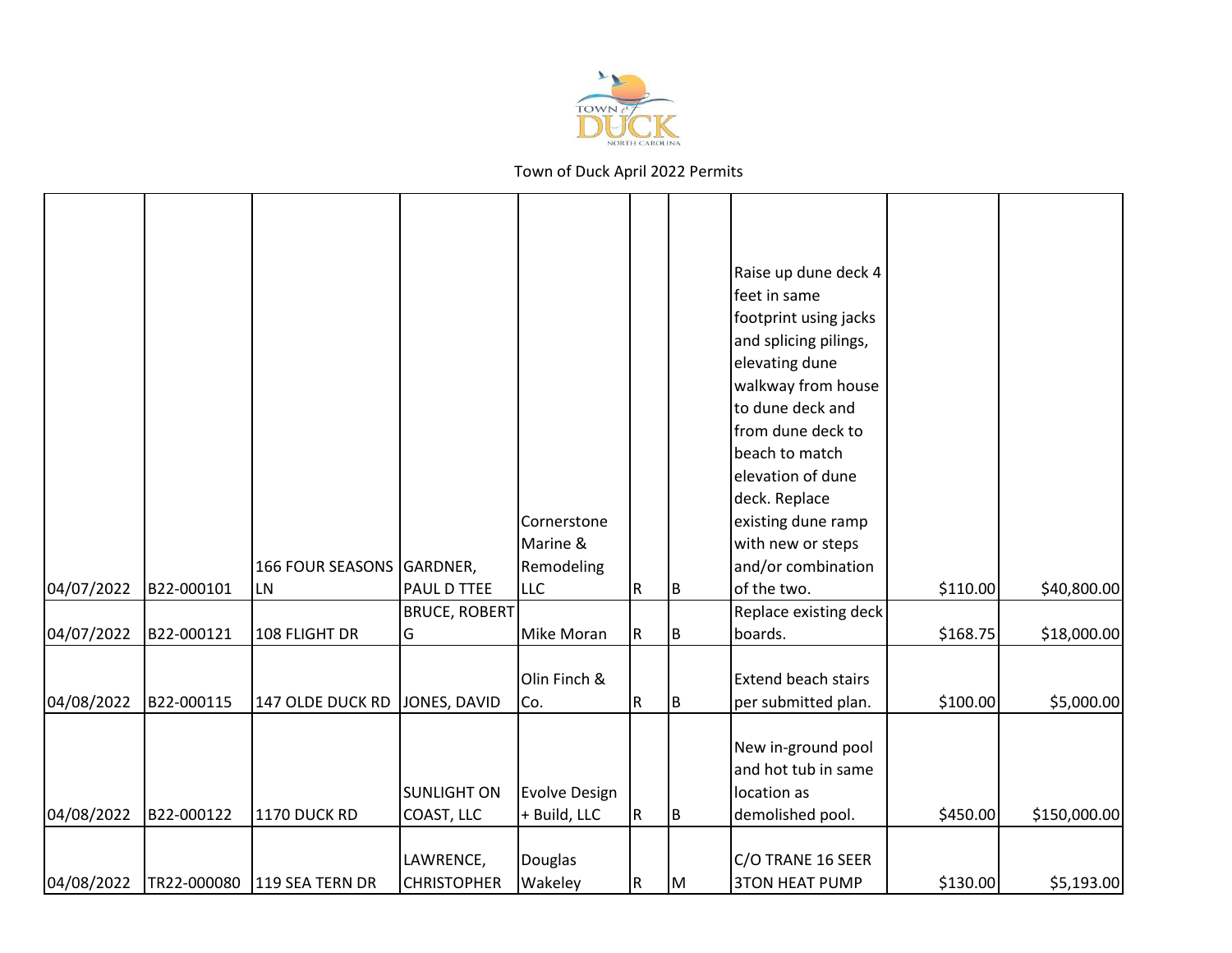Town of Duck April 2022 Permits

| | | | | | | | | | |
|---|---|---|---|---|---|---|---|---|---|
| 04/07/2022 | B22-000101 | 166 FOUR SEASONS LN | GARDNER, PAUL D TTEE | Cornerstone Marine & Remodeling LLC | R | B | Raise up dune deck 4 feet in same footprint using jacks and splicing pilings, elevating dune walkway from house to dune deck and from dune deck to beach to match elevation of dune deck. Replace existing dune ramp with new or steps and/or combination of the two. | $110.00 | $40,800.00 |
| 04/07/2022 | B22-000121 | 108 FLIGHT DR | BRUCE, ROBERT G | Mike Moran | R | B | Replace existing deck boards. | $168.75 | $18,000.00 |
| 04/08/2022 | B22-000115 | 147 OLDE DUCK RD | JONES, DAVID | Olin Finch & Co. | R | B | Extend beach stairs per submitted plan. | $100.00 | $5,000.00 |
| 04/08/2022 | B22-000122 | 1170 DUCK RD | SUNLIGHT ON COAST, LLC | Evolve Design + Build, LLC | R | B | New in-ground pool and hot tub in same location as demolished pool. | $450.00 | $150,000.00 |
| 04/08/2022 | TR22-000080 | 119 SEA TERN DR | LAWRENCE, CHRISTOPHER | Douglas Wakeley | R | M | C/O TRANE 16 SEER 3TON HEAT PUMP | $130.00 | $5,193.00 |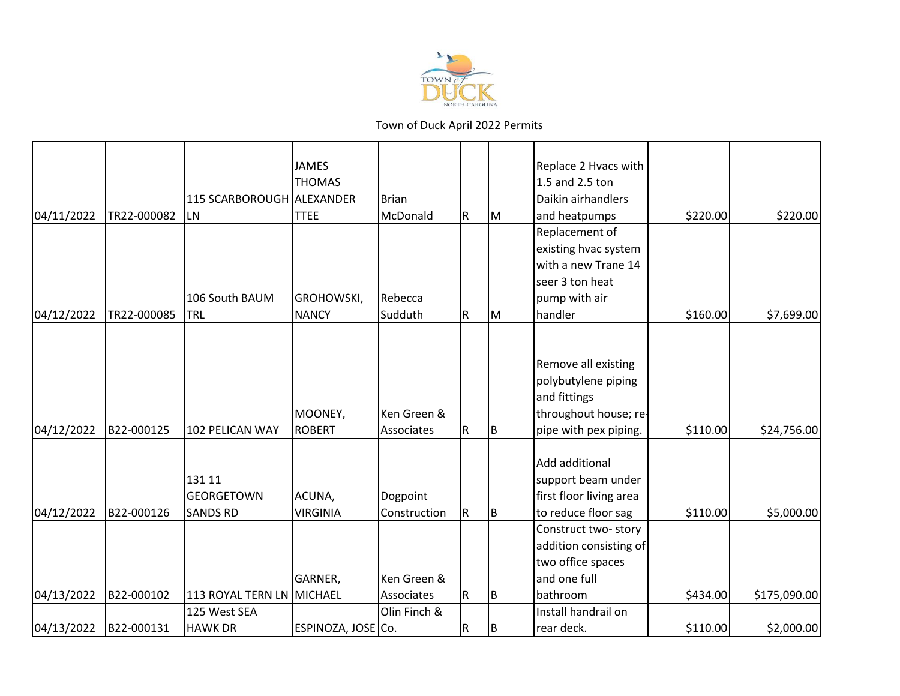Town of Duck April 2022 Permits

| | | | | | | | | | |
|---|---|---|---|---|---|---|---|---|---|
| 04/11/2022 | TR22-000082 | 115 SCARBOROUGH LN | JAMES THOMAS ALEXANDER TTEE | Brian McDonald | R | M | Replace 2 Hvacs with 1.5 and 2.5 ton Daikin airhandlers and heatpumps | $220.00 | $220.00 |
| 04/12/2022 | TR22-000085 | 106 South BAUM TRL | GROHOWSKI, NANCY | Rebecca Sudduth | R | M | Replacement of existing hvac system with a new Trane 14 seer 3 ton heat pump with air handler | $160.00 | $7,699.00 |
| 04/12/2022 | B22-000125 | 102 PELICAN WAY | MOONEY, ROBERT | Ken Green & Associates | R | B | Remove all existing polybutylene piping and fittings throughout house; re-pipe with pex piping. | $110.00 | $24,756.00 |
| 04/12/2022 | B22-000126 | 131 11 GEORGETOWN SANDS RD | ACUNA, VIRGINIA | Dogpoint Construction | R | B | Add additional support beam under first floor living area to reduce floor sag | $110.00 | $5,000.00 |
| 04/13/2022 | B22-000102 | 113 ROYAL TERN LN | GARNER, MICHAEL | Ken Green & Associates | R | B | Construct two- story addition consisting of two office spaces and one full bathroom | $434.00 | $175,090.00 |
| 04/13/2022 | B22-000131 | 125 West SEA HAWK DR | ESPINOZA, JOSE | Olin Finch & Co. | R | B | Install handrail on rear deck. | $110.00 | $2,000.00 |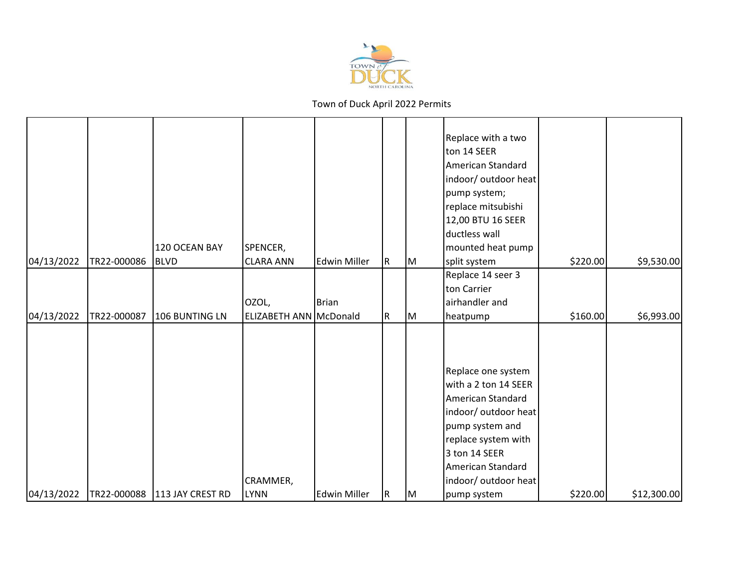Town of Duck April 2022 Permits

| | | | | | | | | | |
|---|---|---|---|---|---|---|---|---|---|
| 04/13/2022 | TR22-000086 | 120 OCEAN BAY BLVD | SPENCER, CLARA ANN | Edwin Miller | R | M | Replace with a two ton 14 SEER American Standard indoor/ outdoor heat pump system; replace mitsubishi 12,00 BTU 16 SEER ductless wall mounted heat pump split system | $220.00 | $9,530.00 |
| 04/13/2022 | TR22-000087 | 106 BUNTING LN | OZOL, ELIZABETH ANN | Brian McDonald | R | M | Replace 14 seer 3 ton Carrier airhandler and heatpump | $160.00 | $6,993.00 |
| 04/13/2022 | TR22-000088 | 113 JAY CREST RD | CRAMMER, LYNN | Edwin Miller | R | M | Replace one system with a 2 ton 14 SEER American Standard indoor/ outdoor heat pump system and replace system with 3 ton 14 SEER American Standard indoor/ outdoor heat pump system | $220.00 | $12,300.00 |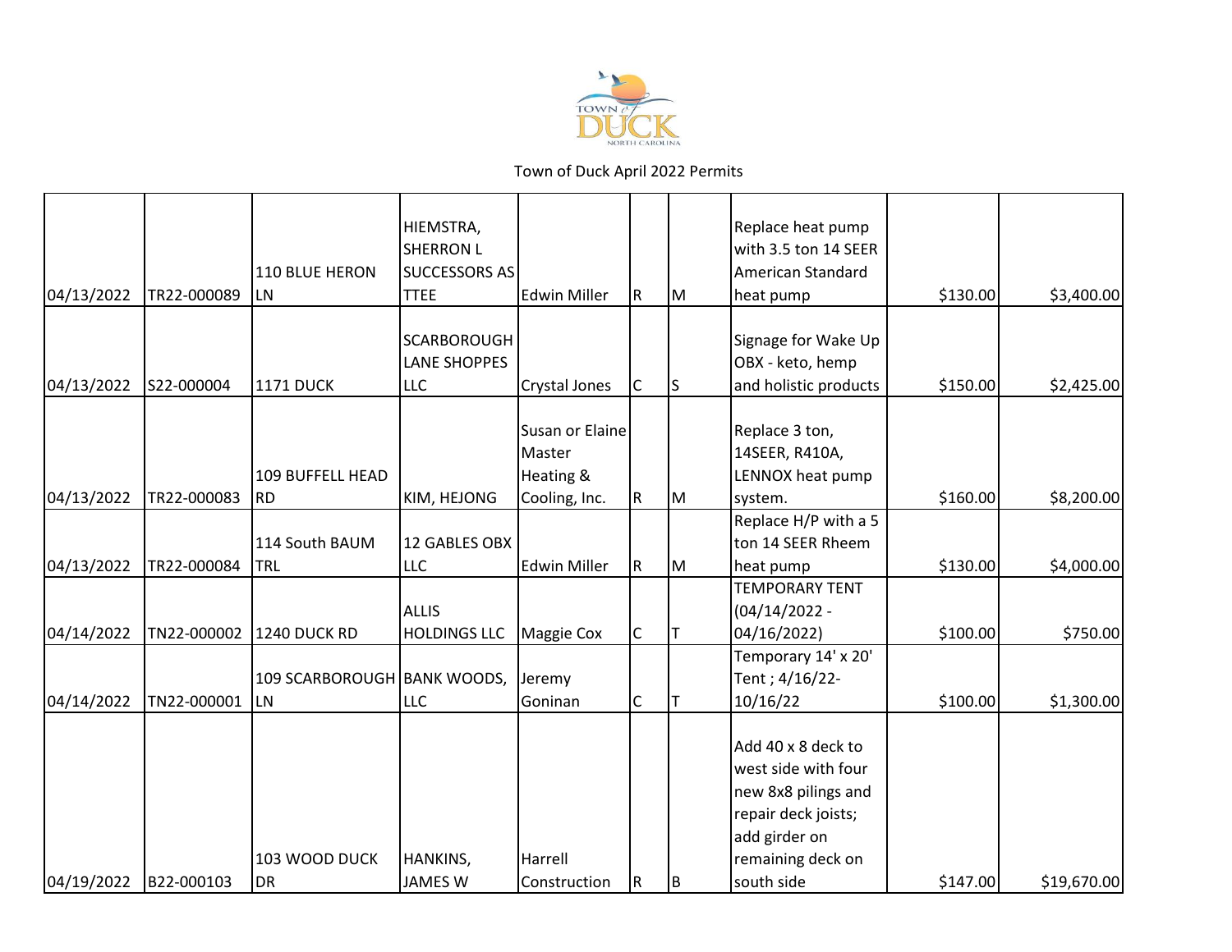Town of Duck April 2022 Permits

| | | | | | | | | | |
|---|---|---|---|---|---|---|---|---|---|
| 04/13/2022 | TR22-000089 | 110 BLUE HERON LN | HIEMSTRA, SHERRON L SUCCESSORS AS TTEE | Edwin Miller | R | M | Replace heat pump with 3.5 ton 14 SEER American Standard heat pump | $130.00 | $3,400.00 |
| 04/13/2022 | S22-000004 | 1171 DUCK | SCARBOROUGH LANE SHOPPES LLC | Crystal Jones | C | S | Signage for Wake Up OBX - keto, hemp and holistic products | $150.00 | $2,425.00 |
| 04/13/2022 | TR22-000083 | 109 BUFFELL HEAD RD | KIM, HEJONG | Susan or Elaine Master Heating & Cooling, Inc. | R | M | Replace 3 ton, 14SEER, R410A, LENNOX heat pump system. | $160.00 | $8,200.00 |
| 04/13/2022 | TR22-000084 | 114 South BAUM TRL | 12 GABLES OBX LLC | Edwin Miller | R | M | Replace H/P with a 5 ton 14 SEER Rheem heat pump | $130.00 | $4,000.00 |
| 04/14/2022 | TN22-000002 | 1240 DUCK RD | ALLIS HOLDINGS LLC | Maggie Cox | C | T | TEMPORARY TENT (04/14/2022 - 04/16/2022) | $100.00 | $750.00 |
| 04/14/2022 | TN22-000001 | 109 SCARBOROUGH LN | BANK WOODS, LLC | Jeremy Goninan | C | T | Temporary 14' x 20' Tent ; 4/16/22- 10/16/22 | $100.00 | $1,300.00 |
| 04/19/2022 | B22-000103 | 103 WOOD DUCK DR | HANKINS, JAMES W | Harrell Construction | R | B | Add 40 x 8 deck to west side with four new 8x8 pilings and repair deck joists; add girder on remaining deck on south side | $147.00 | $19,670.00 |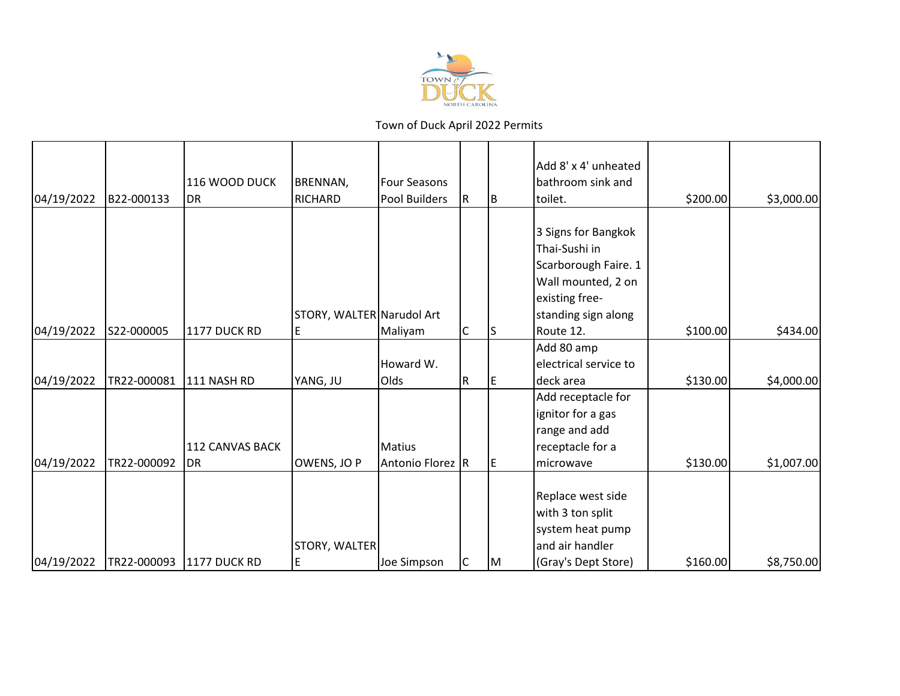Town of Duck April 2022 Permits

| | | | | | | | | | |
|---|---|---|---|---|---|---|---|---|---|
| 04/19/2022 | B22-000133 | 116 WOOD DUCK DR | BRENNAN, RICHARD | Four Seasons Pool Builders | R | B | Add 8' x 4' unheated bathroom sink and toilet. | $200.00 | $3,000.00 |
| 04/19/2022 | S22-000005 | 1177 DUCK RD | STORY, WALTER E | Narudol Art Maliyam | C | S | 3 Signs for Bangkok Thai-Sushi in Scarborough Faire. 1 Wall mounted, 2 on existing free-standing sign along Route 12. | $100.00 | $434.00 |
| 04/19/2022 | TR22-000081 | 111 NASH RD | YANG, JU | Howard W. Olds | R | E | Add 80 amp electrical service to deck area | $130.00 | $4,000.00 |
| 04/19/2022 | TR22-000092 | 112 CANVAS BACK DR | OWENS, JO P | Matius Antonio Florez | R | E | Add receptacle for ignitor for a gas range and add receptacle for a microwave | $130.00 | $1,007.00 |
| 04/19/2022 | TR22-000093 | 1177 DUCK RD | STORY, WALTER E | Joe Simpson | C | M | Replace west side with 3 ton split system heat pump and air handler (Gray's Dept Store) | $160.00 | $8,750.00 |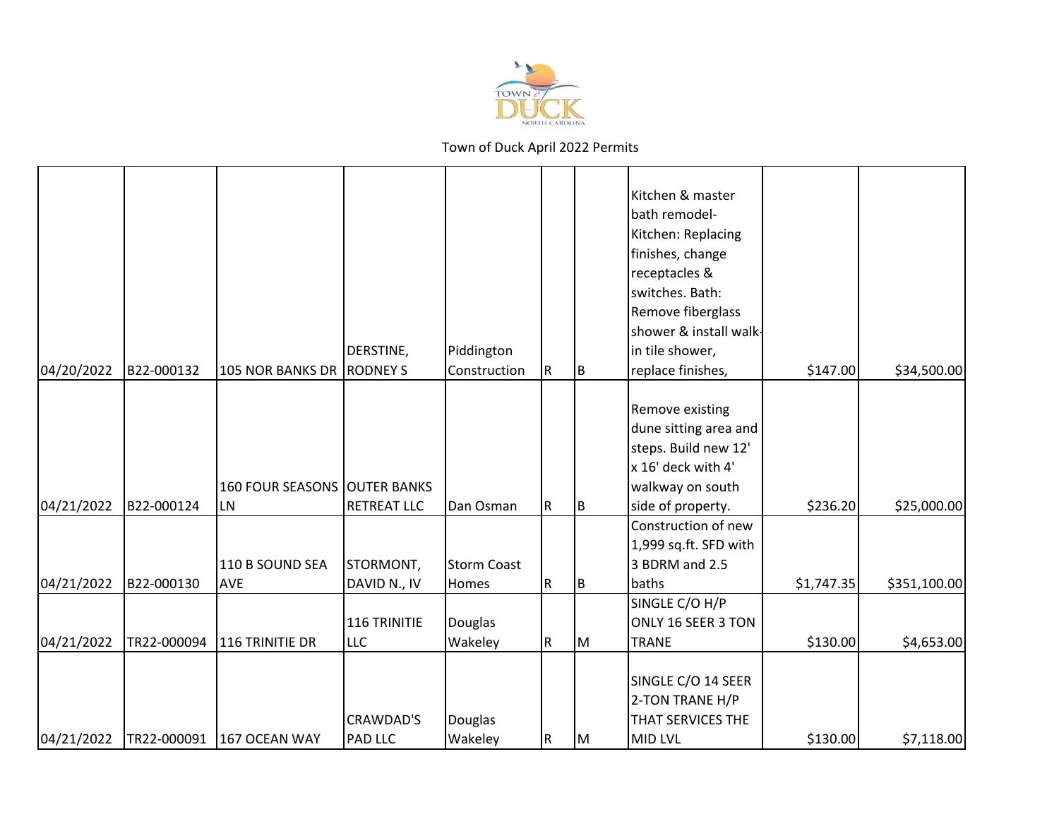Town of Duck April 2022 Permits

| | | | | | | | | | |
|---|---|---|---|---|---|---|---|---|---|
| 04/20/2022 | B22-000132 | 105 NOR BANKS DR | DERSTINE, RODNEY S | Piddington Construction | R | B | Kitchen & master bath remodel- Kitchen: Replacing finishes, change receptacles & switches. Bath: Remove fiberglass shower & install walk-in tile shower, replace finishes, | $147.00 | $34,500.00 |
| 04/21/2022 | B22-000124 | 160 FOUR SEASONS LN | OUTER BANKS RETREAT LLC | Dan Osman | R | B | Remove existing dune sitting area and steps. Build new 12' x 16' deck with 4' walkway on south side of property. | $236.20 | $25,000.00 |
| 04/21/2022 | B22-000130 | 110 B SOUND SEA AVE | STORMONT, DAVID N., IV | Storm Coast Homes | R | B | Construction of new 1,999 sq.ft. SFD with 3 BDRM and 2.5 baths | $1,747.35 | $351,100.00 |
| 04/21/2022 | TR22-000094 | 116 TRINITIE DR | 116 TRINITIE LLC | Douglas Wakeley | R | M | SINGLE C/O H/P ONLY 16 SEER 3 TON TRANE | $130.00 | $4,653.00 |
| 04/21/2022 | TR22-000091 | 167 OCEAN WAY | CRAWDAD'S PAD LLC | Douglas Wakeley | R | M | SINGLE C/O 14 SEER 2-TON TRANE H/P THAT SERVICES THE MID LVL | $130.00 | $7,118.00 |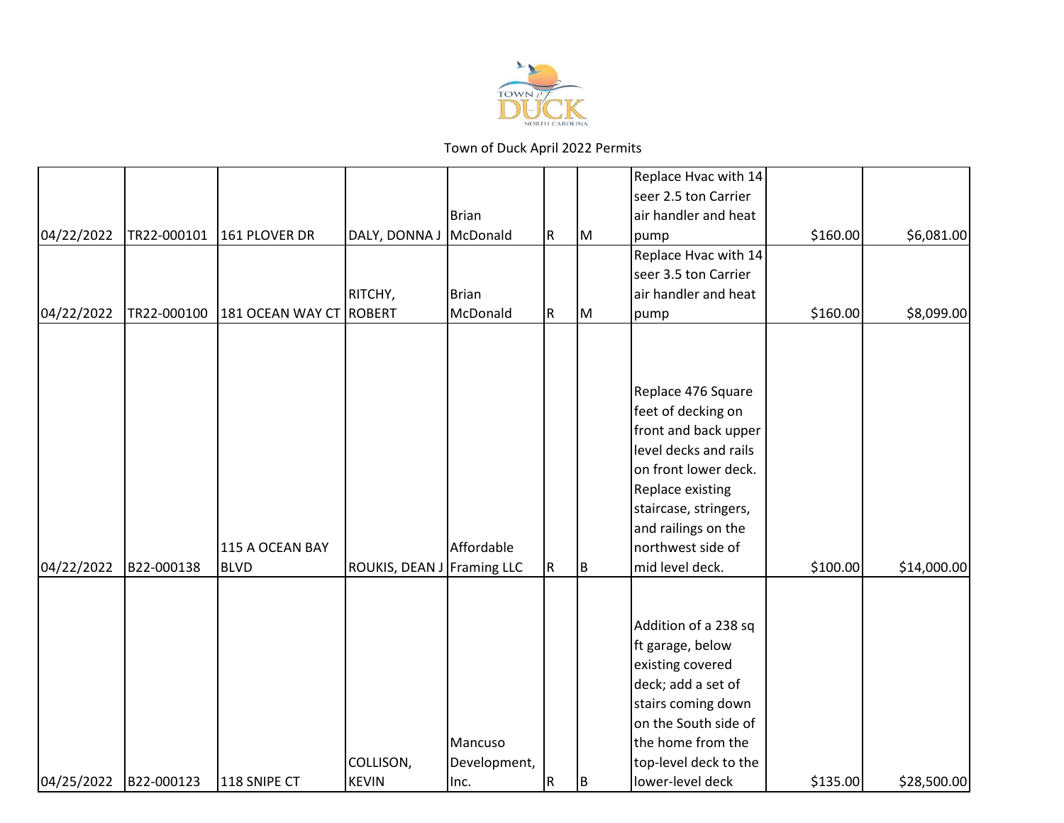Town of Duck April 2022 Permits

| | | | | | | | | | |
|---|---|---|---|---|---|---|---|---|---|
| 04/22/2022 | TR22-000101 | 161 PLOVER DR | DALY, DONNA J | Brian McDonald | R | M | Replace Hvac with 14 seer 2.5 ton Carrier air handler and heat pump | $160.00 | $6,081.00 |
| 04/22/2022 | TR22-000100 | 181 OCEAN WAY CT | RITCHY, ROBERT | Brian McDonald | R | M | Replace Hvac with 14 seer 3.5 ton Carrier air handler and heat pump | $160.00 | $8,099.00 |
| 04/22/2022 | B22-000138 | 115 A OCEAN BAY BLVD | ROUKIS, DEAN J | Affordable Framing LLC | R | B | Replace 476 Square feet of decking on front and back upper level decks and rails on front lower deck. Replace existing staircase, stringers, and railings on the northwest side of mid level deck. | $100.00 | $14,000.00 |
| 04/25/2022 | B22-000123 | 118 SNIPE CT | COLLISON, KEVIN | Mancuso Development, Inc. | R | B | Addition of a 238 sq ft garage, below existing covered deck; add a set of stairs coming down on the South side of the home from the top-level deck to the lower-level deck | $135.00 | $28,500.00 |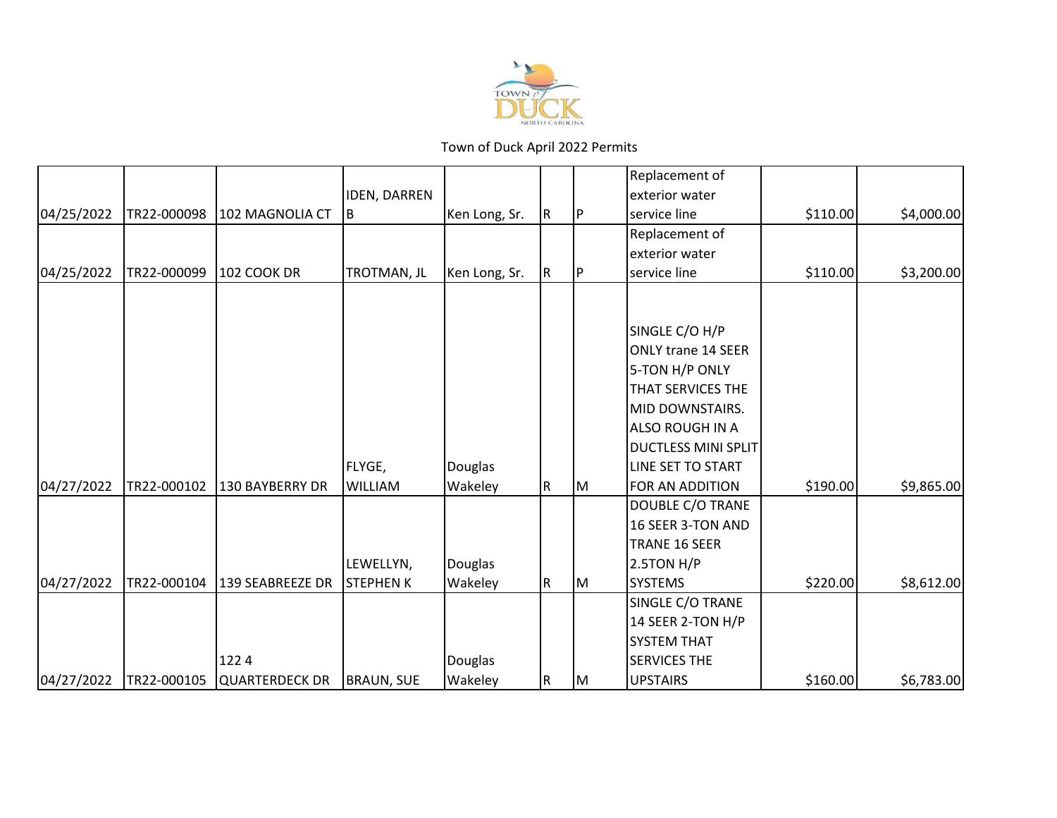TOWN of DUCK NORTH CAROLINA

Town of Duck April 2022 Permits

| | | | | | | | | | |
|---|---|---|---|---|---|---|---|---|---|
| 04/25/2022 | TR22-000098 | 102 MAGNOLIA CT | IDEN, DARREN B | Ken Long, Sr. | R | P | Replacement of exterior water service line | $110.00 | $4,000.00 |
| 04/25/2022 | TR22-000099 | 102 COOK DR | TROTMAN, JL | Ken Long, Sr. | R | P | Replacement of exterior water service line | $110.00 | $3,200.00 |
| 04/27/2022 | TR22-000102 | 130 BAYBERRY DR | FLYGE, WILLIAM | Douglas Wakeley | R | M | SINGLE C/O H/P ONLY trane 14 SEER 5-TON H/P ONLY THAT SERVICES THE MID DOWNSTAIRS. ALSO ROUGH IN A DUCTLESS MINI SPLIT LINE SET TO START FOR AN ADDITION | $190.00 | $9,865.00 |
| 04/27/2022 | TR22-000104 | 139 SEABREEZE DR | LEWELLYN, STEPHEN K | Douglas Wakeley | R | M | DOUBLE C/O TRANE 16 SEER 3-TON AND TRANE 16 SEER 2.5TON H/P SYSTEMS | $220.00 | $8,612.00 |
| 04/27/2022 | TR22-000105 | 122 4 QUARTERDECK DR | BRAUN, SUE | Douglas Wakeley | R | M | SINGLE C/O TRANE 14 SEER 2-TON H/P SYSTEM THAT SERVICES THE UPSTAIRS | $160.00 | $6,783.00 |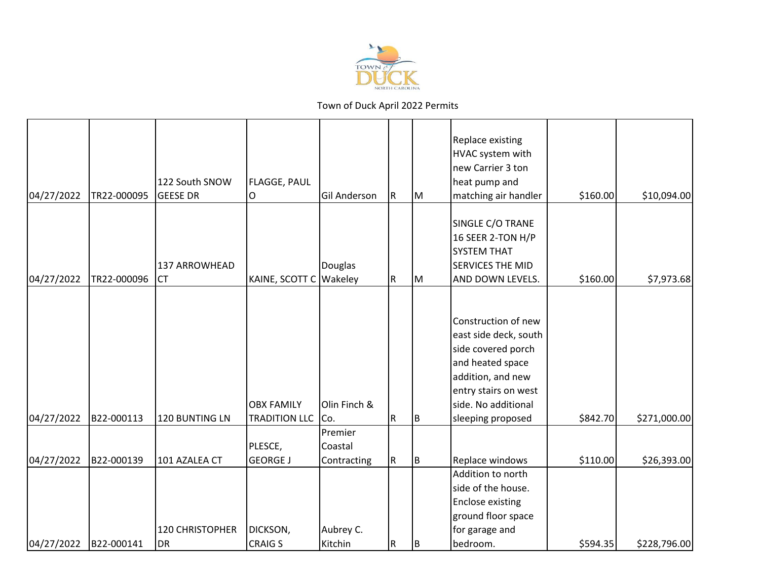Town of Duck April 2022 Permits

| | | | | | | | | | |
|---|---|---|---|---|---|---|---|---|---|
| 04/27/2022 | TR22-000095 | 122 South SNOW GEESE DR | FLAGGE, PAUL O | Gil Anderson | R | M | Replace existing HVAC system with new Carrier 3 ton heat pump and matching air handler | $160.00 | $10,094.00 |
| 04/27/2022 | TR22-000096 | 137 ARROWHEAD CT | KAINE, SCOTT C | Douglas Wakeley | R | M | SINGLE C/O TRANE 16 SEER 2-TON H/P SYSTEM THAT SERVICES THE MID AND DOWN LEVELS. | $160.00 | $7,973.68 |
| 04/27/2022 | B22-000113 | 120 BUNTING LN | OBX FAMILY TRADITION LLC | Olin Finch & Co. | R | B | Construction of new east side deck, south side covered porch and heated space addition, and new entry stairs on west side. No additional sleeping proposed | $842.70 | $271,000.00 |
| 04/27/2022 | B22-000139 | 101 AZALEA CT | PLESCE, GEORGE J | Premier Coastal Contracting | R | B | Replace windows | $110.00 | $26,393.00 |
| 04/27/2022 | B22-000141 | 120 CHRISTOPHER DR | DICKSON, CRAIG S | Aubrey C. Kitchin | R | B | Addition to north side of the house. Enclose existing ground floor space for garage and bedroom. | $594.35 | $228,796.00 |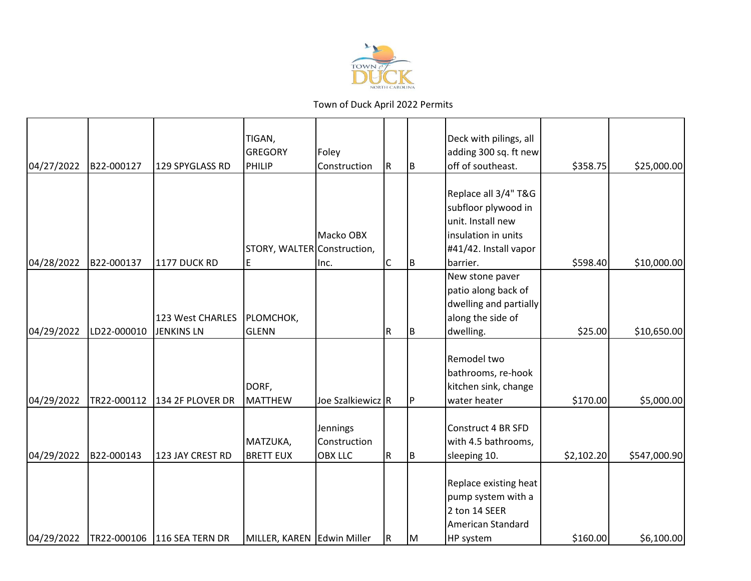Town of Duck April 2022 Permits

| | | | | | | | | | |
|---|---|---|---|---|---|---|---|---|---|
| 04/27/2022 | B22-000127 | 129 SPYGLASS RD | TIGAN, GREGORY PHILIP | Foley Construction | R | B | Deck with pilings, all adding 300 sq. ft new off of southeast. | $358.75 | $25,000.00 |
| 04/28/2022 | B22-000137 | 1177 DUCK RD | STORY, WALTER E | Macko OBX Construction, Inc. | C | B | Replace all 3/4" T&G subfloor plywood in unit. Install new insulation in units #41/42. Install vapor barrier. | $598.40 | $10,000.00 |
| 04/29/2022 | LD22-000010 | 123 West CHARLES JENKINS LN | PLOMCHOK, GLENN | | R | B | New stone paver patio along back of dwelling and partially along the side of dwelling. | $25.00 | $10,650.00 |
| 04/29/2022 | TR22-000112 | 134 2F PLOVER DR | DORF, MATTHEW | Joe Szalkiewicz | R | P | Remodel two bathrooms, re-hook kitchen sink, change water heater | $170.00 | $5,000.00 |
| 04/29/2022 | B22-000143 | 123 JAY CREST RD | MATZUKA, BRETT EUX | Jennings Construction OBX LLC | R | B | Construct 4 BR SFD with 4.5 bathrooms, sleeping 10. | $2,102.20 | $547,000.90 |
| 04/29/2022 | TR22-000106 | 116 SEA TERN DR | MILLER, KAREN | Edwin Miller | R | M | Replace existing heat pump system with a 2 ton 14 SEER American Standard HP system | $160.00 | $6,100.00 |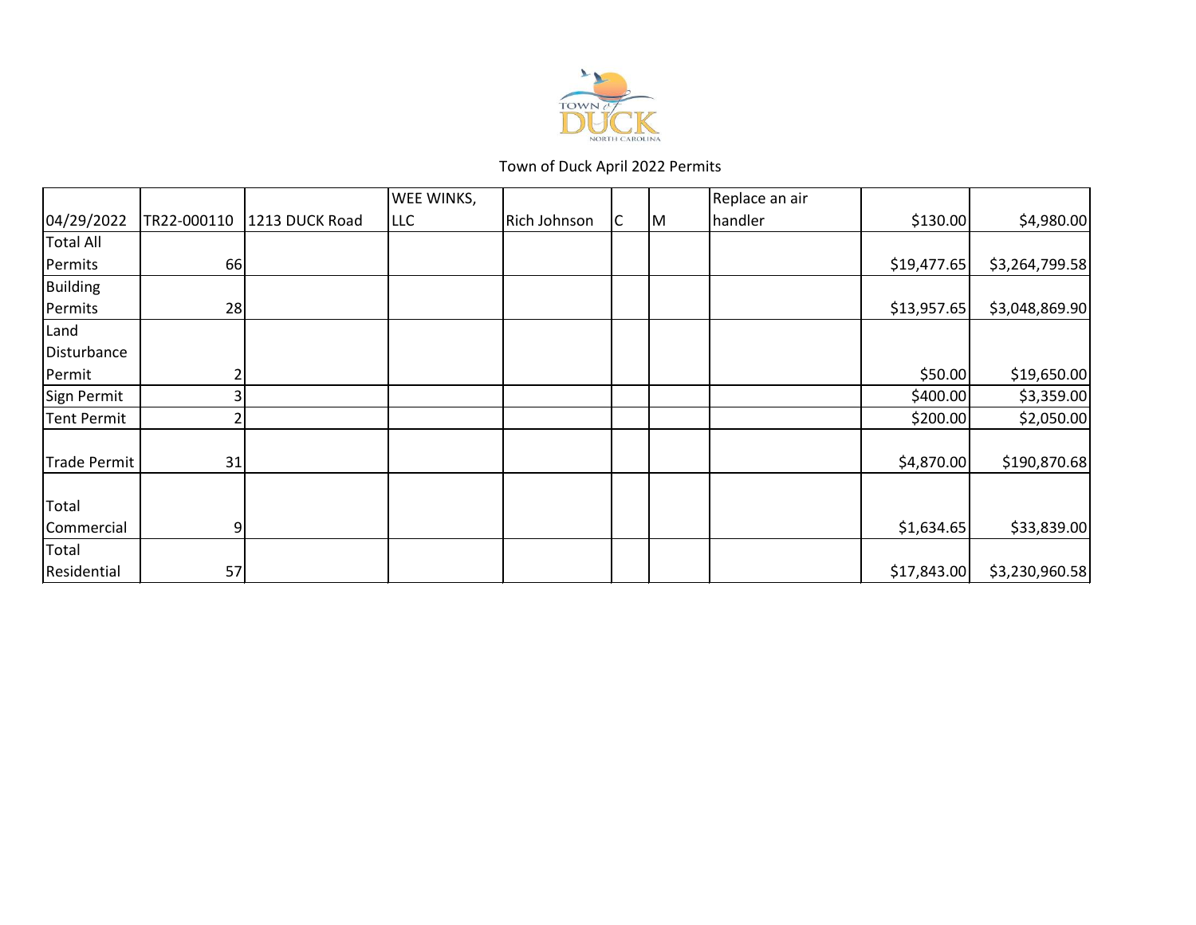Town of Duck April 2022 Permits

| | | | | | | | | | |
|---|---|---|---|---|---|---|---|---|---|
| 04/29/2022 | TR22-000110 | 1213 DUCK Road | WEE WINKS, LLC | Rich Johnson | C | M | Replace an air handler | $130.00 | $4,980.00 |
| Total All Permits | 66 | | | | | | | $19,477.65 | $3,264,799.58 |
| Building Permits | 28 | | | | | | | $13,957.65 | $3,048,869.90 |
| Land Disturbance Permit | 2 | | | | | | | $50.00 | $19,650.00 |
| Sign Permit | 3 | | | | | | | $400.00 | $3,359.00 |
| Tent Permit | 2 | | | | | | | $200.00 | $2,050.00 |
| Trade Permit | 31 | | | | | | | $4,870.00 | $190,870.68 |
| Total Commercial | 9 | | | | | | | $1,634.65 | $33,839.00 |
| Total Residential | 57 | | | | | | | $17,843.00 | $3,230,960.58 |